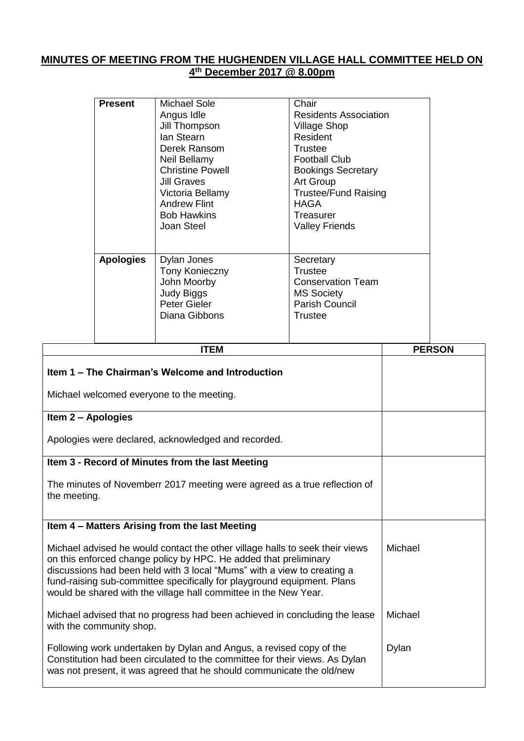# MINUTES OF MEETING FROM THE HUGHENDEN VILLAGE HALL COMMITTEE HELD ON 4th December 2017 @ 8.00pm

| | | |
|---|---|---|
| **Present** | Michael Sole<br>Angus Idle<br>Jill Thompson<br>Ian Stearn<br>Derek Ransom<br>Neil Bellamy<br>Christine Powell<br>Jill Graves<br>Victoria Bellamy<br>Andrew Flint<br>Bob Hawkins<br>Joan Steel | Chair<br>Residents Association<br>Village Shop<br>Resident<br>Trustee<br>Football Club<br>Bookings Secretary<br>Art Group<br>Trustee/Fund Raising<br>HAGA<br>Treasurer<br>Valley Friends |
| **Apologies** | Dylan Jones<br>Tony Konieczny<br>John Moorby<br>Judy Biggs<br>Peter Gieler<br>Diana Gibbons | Secretary<br>Trustee<br>Conservation Team<br>MS Society<br>Parish Council<br>Trustee |

| ITEM | PERSON |
|---|---|
| **Item 1 – The Chairman's Welcome and Introduction**<br><br>Michael welcomed everyone to the meeting. | |
| **Item 2 – Apologies**<br><br>Apologies were declared, acknowledged and recorded. | |
| **Item 3 - Record of Minutes from the last Meeting**<br><br>The minutes of Novemberr 2017 meeting were agreed as a true reflection of the meeting. | |
| **Item 4 – Matters Arising from the last Meeting**<br><br>Michael advised he would contact the other village halls to seek their views on this enforced change policy by HPC. He added that preliminary discussions had been held with 3 local "Mums" with a view to creating a fund-raising sub-committee specifically for playground equipment. Plans would be shared with the village hall committee in the New Year. | Michael |
| Michael advised that no progress had been achieved in concluding the lease with the community shop. | Michael |
| Following work undertaken by Dylan and Angus, a revised copy of the Constitution had been circulated to the committee for their views. As Dylan was not present, it was agreed that he should communicate the old/new | Dylan |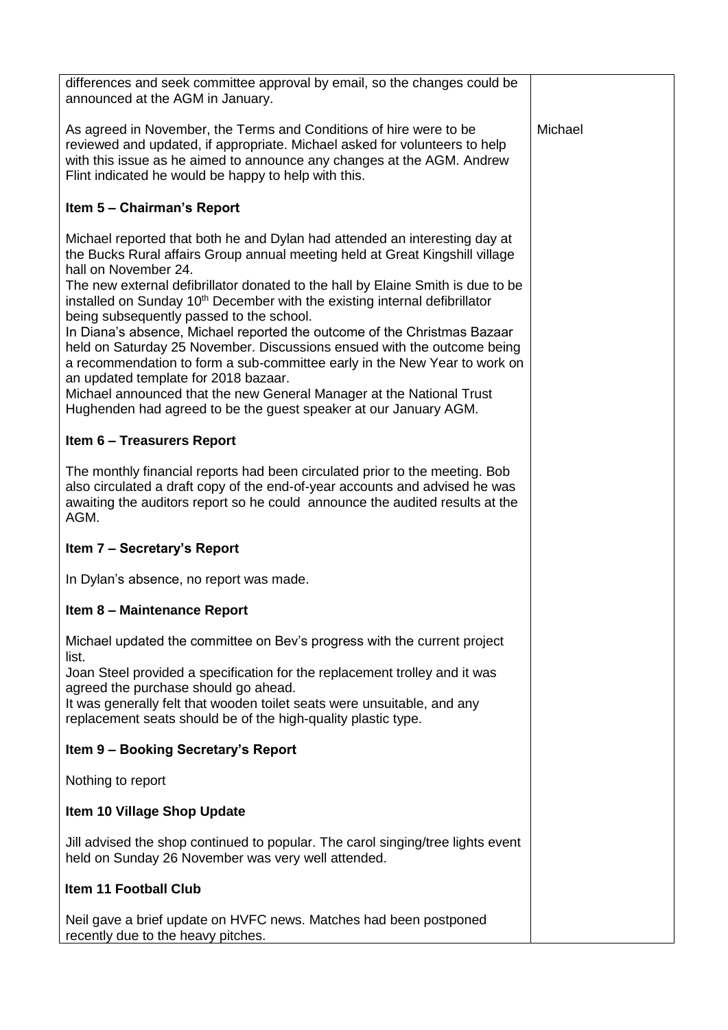| | |
|---|---|
| differences and seek committee approval by email, so the changes could be announced at the AGM in January.<br><br>As agreed in November, the Terms and Conditions of hire were to be reviewed and updated, if appropriate. Michael asked for volunteers to help with this issue as he aimed to announce any changes at the AGM. Andrew Flint indicated he would be happy to help with this. | Michael |
| **Item 5 – Chairman's Report**<br><br>Michael reported that both he and Dylan had attended an interesting day at the Bucks Rural affairs Group annual meeting held at Great Kingshill village hall on November 24.<br>The new external defibrillator donated to the hall by Elaine Smith is due to be installed on Sunday 10th December with the existing internal defibrillator being subsequently passed to the school.<br>In Diana's absence, Michael reported the outcome of the Christmas Bazaar held on Saturday 25 November. Discussions ensued with the outcome being a recommendation to form a sub-committee early in the New Year to work on an updated template for 2018 bazaar.<br>Michael announced that the new General Manager at the National Trust Hughenden had agreed to be the guest speaker at our January AGM. | |
| **Item 6 – Treasurers Report**<br><br>The monthly financial reports had been circulated prior to the meeting. Bob also circulated a draft copy of the end-of-year accounts and advised he was awaiting the auditors report so he could announce the audited results at the AGM. | |
| **Item 7 – Secretary's Report**<br><br>In Dylan's absence, no report was made. | |
| **Item 8 – Maintenance Report**<br><br>Michael updated the committee on Bev's progress with the current project list.<br>Joan Steel provided a specification for the replacement trolley and it was agreed the purchase should go ahead.<br>It was generally felt that wooden toilet seats were unsuitable, and any replacement seats should be of the high-quality plastic type. | |
| **Item 9 – Booking Secretary's Report**<br><br>Nothing to report | |
| **Item 10 Village Shop Update**<br><br>Jill advised the shop continued to popular. The carol singing/tree lights event held on Sunday 26 November was very well attended. | |
| **Item 11 Football Club**<br><br>Neil gave a brief update on HVFC news. Matches had been postponed recently due to the heavy pitches. | |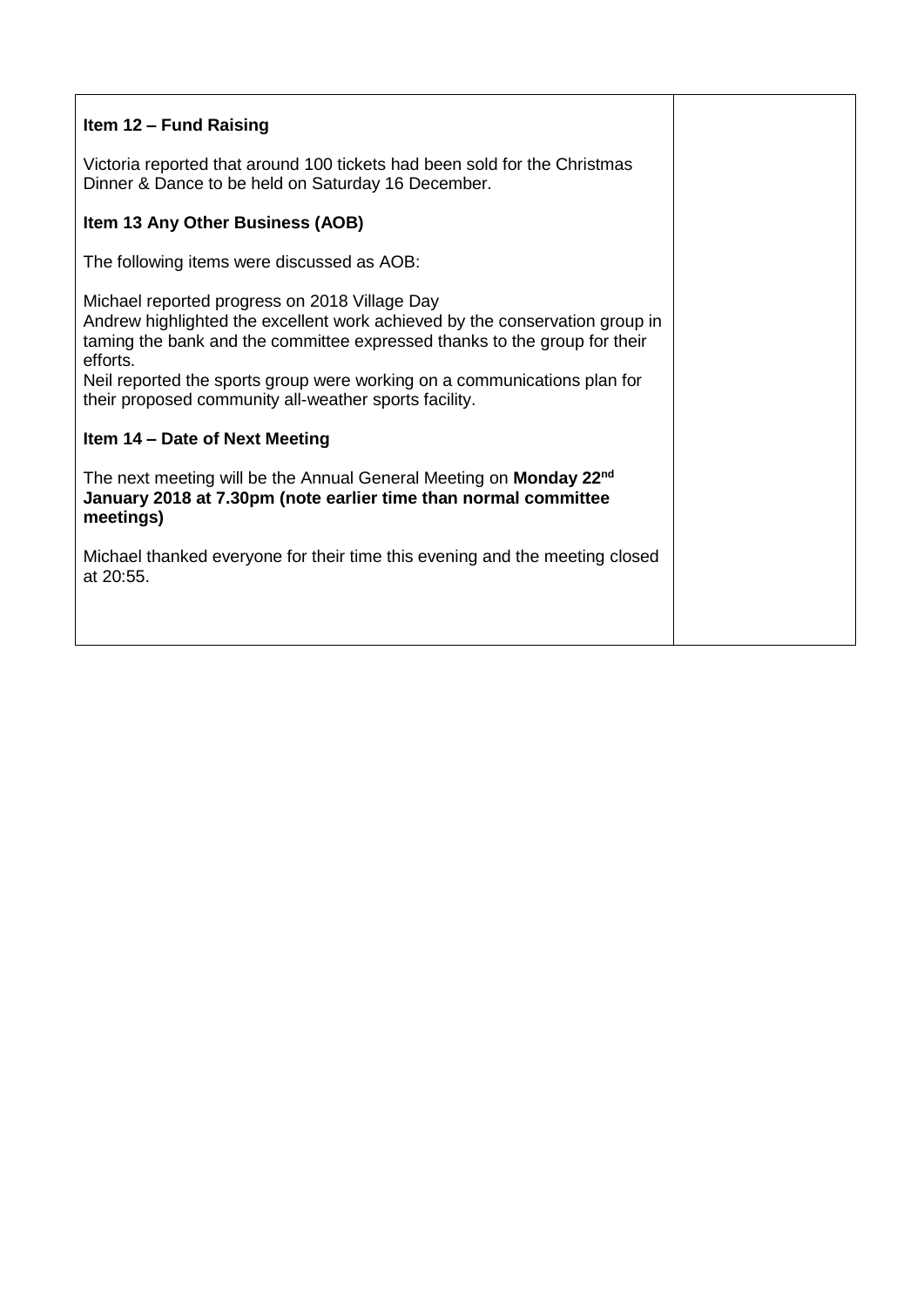**Item 12 – Fund Raising**

Victoria reported that around 100 tickets had been sold for the Christmas Dinner & Dance to be held on Saturday 16 December.

**Item 13 Any Other Business (AOB)**

The following items were discussed as AOB:

Michael reported progress on 2018 Village Day
Andrew highlighted the excellent work achieved by the conservation group in taming the bank and the committee expressed thanks to the group for their efforts.
Neil reported the sports group were working on a communications plan for their proposed community all-weather sports facility.

**Item 14 – Date of Next Meeting**

The next meeting will be the Annual General Meeting on **Monday 22nd January 2018 at 7.30pm (note earlier time than normal committee meetings)**

Michael thanked everyone for their time this evening and the meeting closed at 20:55.